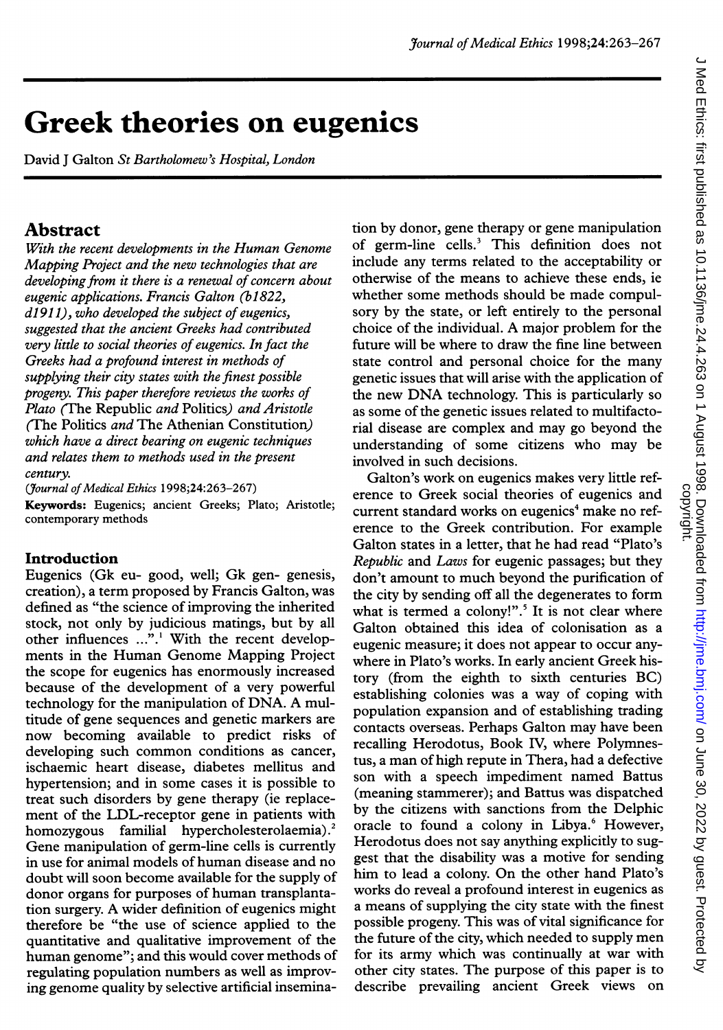# Greek theories on eugenics

David J Galton *St Bartholomew's Hospital, London*

## Abstract

*With the recent developments in the Human Genome Mapping Project and the new technologies that are developing from it there is a renewal of concern about eugenic applications. Francis Galton (b1822, d1911), who developed the subject of eugenics, suggested that the ancient Greeks had contributed very little to social theories of eugenics. In fact the Greeks had a profound interest in methods of supplying their city states with the finest possible progeny. This paper therefore reviews the works of Plato (*The Republic *and* Politics*) and Aristotle (*The Politics *and* The Athenian Constitution*) which have a direct bearing on eugenic techniques and relates them to methods used in the present century.*

(*Journal of Medical Ethics* 1998;24:263–267)

**Keywords:** Eugenics; ancient Greeks; Plato; Aristotle; contemporary methods

## Introduction

Eugenics (Gk eu- good, well; Gk gen- genesis, creation), a term proposed by Francis Galton, was defined as "the science of improving the inherited stock, not only by judicious matings, but by all other influences ...".[1] With the recent developments in the Human Genome Mapping Project the scope for eugenics has enormously increased because of the development of a very powerful technology for the manipulation of DNA. A multitude of gene sequences and genetic markers are now becoming available to predict risks of developing such common conditions as cancer, ischaemic heart disease, diabetes mellitus and hypertension; and in some cases it is possible to treat such disorders by gene therapy (ie replacement of the LDL-receptor gene in patients with homozygous familial hypercholesterolaemia).[2] Gene manipulation of germ-line cells is currently in use for animal models of human disease and no doubt will soon become available for the supply of donor organs for purposes of human transplantation surgery. A wider definition of eugenics might therefore be "the use of science applied to the quantitative and qualitative improvement of the human genome"; and this would cover methods of regulating population numbers as well as improving genome quality by selective artificial insemination by donor, gene therapy or gene manipulation of germ-line cells.[3] This definition does not include any terms related to the acceptability or otherwise of the means to achieve these ends, ie whether some methods should be made compulsory by the state, or left entirely to the personal choice of the individual. A major problem for the future will be where to draw the fine line between state control and personal choice for the many genetic issues that will arise with the application of the new DNA technology. This is particularly so as some of the genetic issues related to multifactorial disease are complex and may go beyond the understanding of some citizens who may be involved in such decisions.

Galton's work on eugenics makes very little reference to Greek social theories of eugenics and current standard works on eugenics[4] make no reference to the Greek contribution. For example Galton states in a letter, that he had read "Plato's *Republic* and *Laws* for eugenic passages; but they don't amount to much beyond the purification of the city by sending off all the degenerates to form what is termed a colony!".[5] It is not clear where Galton obtained this idea of colonisation as a eugenic measure; it does not appear to occur anywhere in Plato's works. In early ancient Greek history (from the eighth to sixth centuries BC) establishing colonies was a way of coping with population expansion and of establishing trading contacts overseas. Perhaps Galton may have been recalling Herodotus, Book IV, where Polymnestus, a man of high repute in Thera, had a defective son with a speech impediment named Battus (meaning stammerer); and Battus was dispatched by the citizens with sanctions from the Delphic oracle to found a colony in Libya.[6] However, Herodotus does not say anything explicitly to suggest that the disability was a motive for sending him to lead a colony. On the other hand Plato's works do reveal a profound interest in eugenics as a means of supplying the city state with the finest possible progeny. This was of vital significance for the future of the city, which needed to supply men for its army which was continually at war with other city states. The purpose of this paper is to describe prevailing ancient Greek views on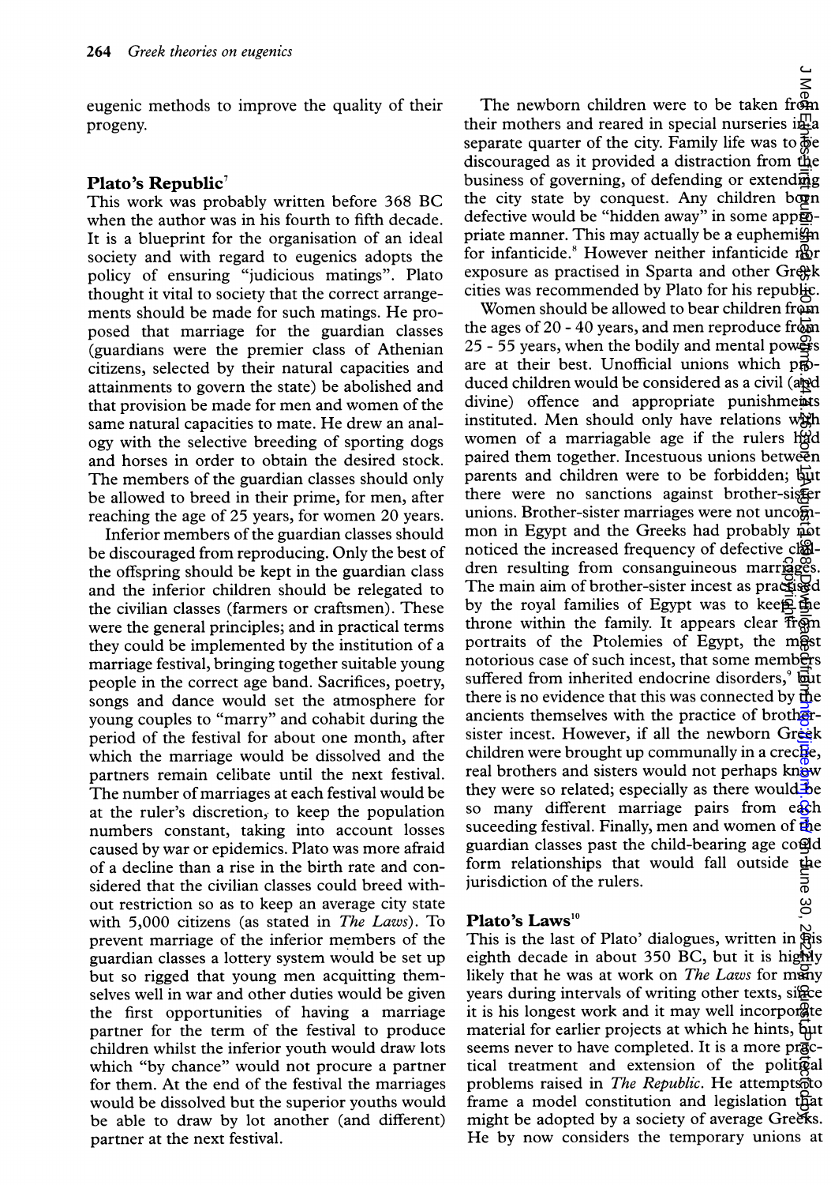eugenic methods to improve the quality of their progeny.

## Plato's Republic[7]

This work was probably written before 368 BC when the author was in his fourth to fifth decade. It is a blueprint for the organisation of an ideal society and with regard to eugenics adopts the policy of ensuring "judicious matings". Plato thought it vital to society that the correct arrangements should be made for such matings. He proposed that marriage for the guardian classes (guardians were the premier class of Athenian citizens, selected by their natural capacities and attainments to govern the state) be abolished and that provision be made for men and women of the same natural capacities to mate. He drew an analogy with the selective breeding of sporting dogs and horses in order to obtain the desired stock. The members of the guardian classes should only be allowed to breed in their prime, for men, after reaching the age of 25 years, for women 20 years.

Inferior members of the guardian classes should be discouraged from reproducing. Only the best of the offspring should be kept in the guardian class and the inferior children should be relegated to the civilian classes (farmers or craftsmen). These were the general principles; and in practical terms they could be implemented by the institution of a marriage festival, bringing together suitable young people in the correct age band. Sacrifices, poetry, songs and dance would set the atmosphere for young couples to "marry" and cohabit during the period of the festival for about one month, after which the marriage would be dissolved and the partners remain celibate until the next festival. The number of marriages at each festival would be at the ruler's discretion, to keep the population numbers constant, taking into account losses caused by war or epidemics. Plato was more afraid of a decline than a rise in the birth rate and considered that the civilian classes could breed without restriction so as to keep an average city state with 5,000 citizens (as stated in *The Laws*). To prevent marriage of the inferior members of the guardian classes a lottery system would be set up but so rigged that young men acquitting themselves well in war and other duties would be given the first opportunities of having a marriage partner for the term of the festival to produce children whilst the inferior youth would draw lots which "by chance" would not procure a partner for them. At the end of the festival the marriages would be dissolved but the superior youths would be able to draw by lot another (and different) partner at the next festival.

The newborn children were to be taken from their mothers and reared in special nurseries in a separate quarter of the city. Family life was to be discouraged as it provided a distraction from the business of governing, of defending or extending the city state by conquest. Any children born defective would be "hidden away" in some appropriate manner. This may actually be a euphemism for infanticide.[8] However neither infanticide nor exposure as practised in Sparta and other Greek cities was recommended by Plato for his republic.

Women should be allowed to bear children from the ages of 20 - 40 years, and men reproduce from 25 - 55 years, when the bodily and mental powers are at their best. Unofficial unions which produced children would be considered as a civil (and divine) offence and appropriate punishments instituted. Men should only have relations with women of a marriagable age if the rulers had paired them together. Incestuous unions between parents and children were to be forbidden; but there were no sanctions against brother-sister unions. Brother-sister marriages were not uncommon in Egypt and the Greeks had probably not noticed the increased frequency of defective children resulting from consanguineous marriages. The main aim of brother-sister incest as practised by the royal families of Egypt was to keep the throne within the family. It appears clear from portraits of the Ptolemies of Egypt, the most notorious case of such incest, that some members suffered from inherited endocrine disorders,[9] but there is no evidence that this was connected by the ancients themselves with the practice of brother-sister incest. However, if all the newborn Greek children were brought up communally in a creche, real brothers and sisters would not perhaps know they were so related; especially as there would be so many different marriage pairs from each suceeding festival. Finally, men and women of the guardian classes past the child-bearing age could form relationships that would fall outside the jurisdiction of the rulers.

## Plato's Laws[10]

This is the last of Plato' dialogues, written in his eighth decade in about 350 BC, but it is highly likely that he was at work on *The Laws* for many years during intervals of writing other texts, since it is his longest work and it may well incorporate material for earlier projects at which he hints, but seems never to have completed. It is a more practical treatment and extension of the political problems raised in *The Republic*. He attempts to frame a model constitution and legislation that might be adopted by a society of average Greeks. He by now considers the temporary unions at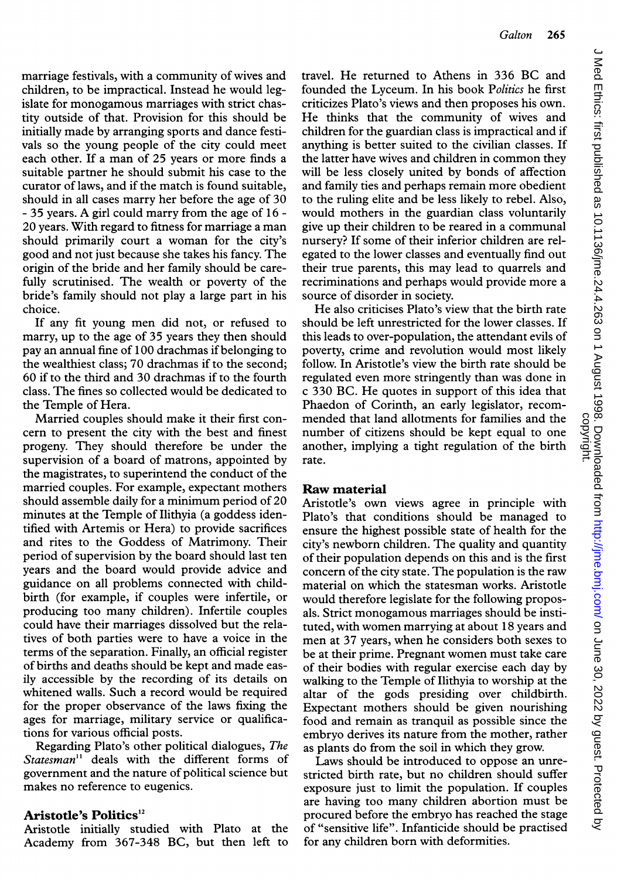marriage festivals, with a community of wives and children, to be impractical. Instead he would legislate for monogamous marriages with strict chastity outside of that. Provision for this should be initially made by arranging sports and dance festivals so the young people of the city could meet each other. If a man of 25 years or more finds a suitable partner he should submit his case to the curator of laws, and if the match is found suitable, should in all cases marry her before the age of 30 - 35 years. A girl could marry from the age of 16 - 20 years. With regard to fitness for marriage a man should primarily court a woman for the city's good and not just because she takes his fancy. The origin of the bride and her family should be carefully scrutinised. The wealth or poverty of the bride's family should not play a large part in his choice.

If any fit young men did not, or refused to marry, up to the age of 35 years they then should pay an annual fine of 100 drachmas if belonging to the wealthiest class; 70 drachmas if to the second; 60 if to the third and 30 drachmas if to the fourth class. The fines so collected would be dedicated to the Temple of Hera.

Married couples should make it their first concern to present the city with the best and finest progeny. They should therefore be under the supervision of a board of matrons, appointed by the magistrates, to superintend the conduct of the married couples. For example, expectant mothers should assemble daily for a minimum period of 20 minutes at the Temple of Ilithyia (a goddess identified with Artemis or Hera) to provide sacrifices and rites to the Goddess of Matrimony. Their period of supervision by the board should last ten years and the board would provide advice and guidance on all problems connected with childbirth (for example, if couples were infertile, or producing too many children). Infertile couples could have their marriages dissolved but the relatives of both parties were to have a voice in the terms of the separation. Finally, an official register of births and deaths should be kept and made easily accessible by the recording of its details on whitened walls. Such a record would be required for the proper observance of the laws fixing the ages for marriage, military service or qualifications for various official posts.

Regarding Plato's other political dialogues, *The Statesman*[11] deals with the different forms of government and the nature of political science but makes no reference to eugenics.

## Aristotle's Politics[12]

Aristotle initially studied with Plato at the Academy from 367-348 BC, but then left to travel. He returned to Athens in 336 BC and founded the Lyceum. In his book *Politics* he first criticizes Plato's views and then proposes his own. He thinks that the community of wives and children for the guardian class is impractical and if anything is better suited to the civilian classes. If the latter have wives and children in common they will be less closely united by bonds of affection and family ties and perhaps remain more obedient to the ruling elite and be less likely to rebel. Also, would mothers in the guardian class voluntarily give up their children to be reared in a communal nursery? If some of their inferior children are relegated to the lower classes and eventually find out their true parents, this may lead to quarrels and recriminations and perhaps would provide more a source of disorder in society.

He also criticises Plato's view that the birth rate should be left unrestricted for the lower classes. If this leads to over-population, the attendant evils of poverty, crime and revolution would most likely follow. In Aristotle's view the birth rate should be regulated even more stringently than was done in c 330 BC. He quotes in support of this idea that Phaedon of Corinth, an early legislator, recommended that land allotments for families and the number of citizens should be kept equal to one another, implying a tight regulation of the birth rate.

## Raw material

Aristotle's own views agree in principle with Plato's that conditions should be managed to ensure the highest possible state of health for the city's newborn children. The quality and quantity of their population depends on this and is the first concern of the city state. The population is the raw material on which the statesman works. Aristotle would therefore legislate for the following proposals. Strict monogamous marriages should be instituted, with women marrying at about 18 years and men at 37 years, when he considers both sexes to be at their prime. Pregnant women must take care of their bodies with regular exercise each day by walking to the Temple of Ilithyia to worship at the altar of the gods presiding over childbirth. Expectant mothers should be given nourishing food and remain as tranquil as possible since the embryo derives its nature from the mother, rather as plants do from the soil in which they grow.

Laws should be introduced to oppose an unrestricted birth rate, but no children should suffer exposure just to limit the population. If couples are having too many children abortion must be procured before the embryo has reached the stage of "sensitive life". Infanticide should be practised for any children born with deformities.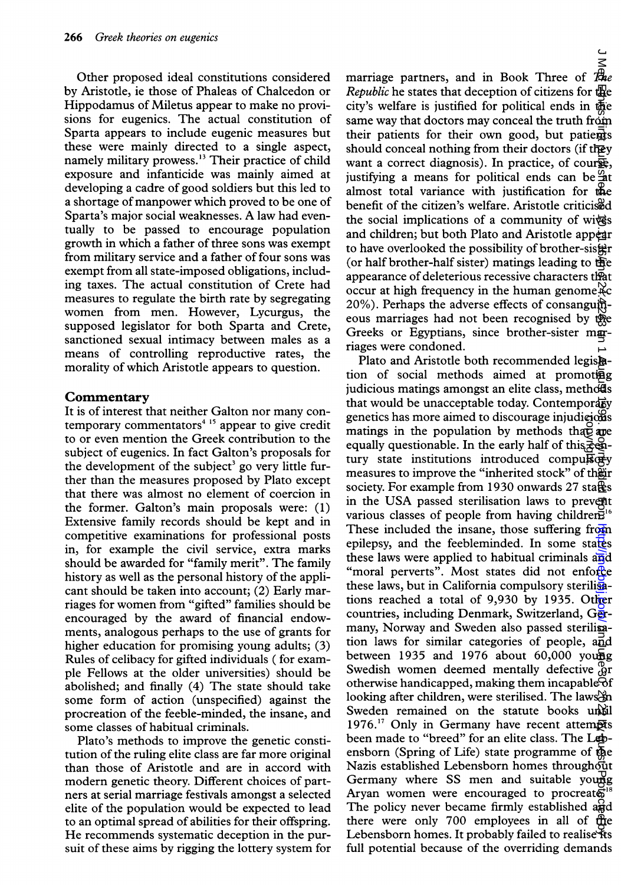Other proposed ideal constitutions considered by Aristotle, ie those of Phaleas of Chalcedon or Hippodamus of Miletus appear to make no provisions for eugenics. The actual constitution of Sparta appears to include eugenic measures but these were mainly directed to a single aspect, namely military prowess.[13] Their practice of child exposure and infanticide was mainly aimed at developing a cadre of good soldiers but this led to a shortage of manpower which proved to be one of Sparta's major social weaknesses. A law had eventually to be passed to encourage population growth in which a father of three sons was exempt from military service and a father of four sons was exempt from all state-imposed obligations, including taxes. The actual constitution of Crete had measures to regulate the birth rate by segregating women from men. However, Lycurgus, the supposed legislator for both Sparta and Crete, sanctioned sexual intimacy between males as a means of controlling reproductive rates, the morality of which Aristotle appears to question.

## Commentary

It is of interest that neither Galton nor many contemporary commentators[4 15] appear to give credit to or even mention the Greek contribution to the subject of eugenics. In fact Galton's proposals for the development of the subject[3] go very little further than the measures proposed by Plato except that there was almost no element of coercion in the former. Galton's main proposals were: (1) Extensive family records should be kept and in competitive examinations for professional posts in, for example the civil service, extra marks should be awarded for "family merit". The family history as well as the personal history of the applicant should be taken into account; (2) Early marriages for women from "gifted" families should be encouraged by the award of financial endowments, analogous perhaps to the use of grants for higher education for promising young adults; (3) Rules of celibacy for gifted individuals ( for example Fellows at the older universities) should be abolished; and finally (4) The state should take some form of action (unspecified) against the procreation of the feeble-minded, the insane, and some classes of habitual criminals.

Plato's methods to improve the genetic constitution of the ruling elite class are far more original than those of Aristotle and are in accord with modern genetic theory. Different choices of partners at serial marriage festivals amongst a selected elite of the population would be expected to lead to an optimal spread of abilities for their offspring. He recommends systematic deception in the pursuit of these aims by rigging the lottery system for marriage partners, and in Book Three of *The Republic* he states that deception of citizens for the city's welfare is justified for political ends in the same way that doctors may conceal the truth from their patients for their own good, but patients should conceal nothing from their doctors (if they want a correct diagnosis). In practice, of course, justifying a means for political ends can be at almost total variance with justification for the benefit of the citizen's welfare. Aristotle criticised the social implications of a community of wives and children; but both Plato and Aristotle appear to have overlooked the possibility of brother-sister (or half brother-half sister) matings leading to the appearance of deleterious recessive characters that occur at high frequency in the human genome (c 20%). Perhaps the adverse effects of consanguineous marriages had not been recognised by the Greeks or Egyptians, since brother-sister marriages were condoned.

Plato and Aristotle both recommended legislation of social methods aimed at promoting judicious matings amongst an elite class, methods that would be unacceptable today. Contemporary genetics has more aimed to discourage injudicious matings in the population by methods that are equally questionable. In the early half of this century state institutions introduced compulsory measures to improve the "inherited stock" of their society. For example from 1930 onwards 27 states in the USA passed sterilisation laws to prevent various classes of people from having children.[16] These included the insane, those suffering from epilepsy, and the feebleminded. In some states these laws were applied to habitual criminals and "moral perverts". Most states did not enforce these laws, but in California compulsory sterilisations reached a total of 9,930 by 1935. Other countries, including Denmark, Switzerland, Germany, Norway and Sweden also passed sterilisation laws for similar categories of people, and between 1935 and 1976 about 60,000 young Swedish women deemed mentally defective or otherwise handicapped, making them incapable of looking after children, were sterilised. The laws in Sweden remained on the statute books until 1976.[17] Only in Germany have recent attempts been made to "breed" for an elite class. The Lebensborn (Spring of Life) state programme of the Nazis established Lebensborn homes throughout Germany where SS men and suitable young Aryan women were encouraged to procreate.[18] The policy never became firmly established and there were only 700 employees in all of the Lebensborn homes. It probably failed to realise its full potential because of the overriding demands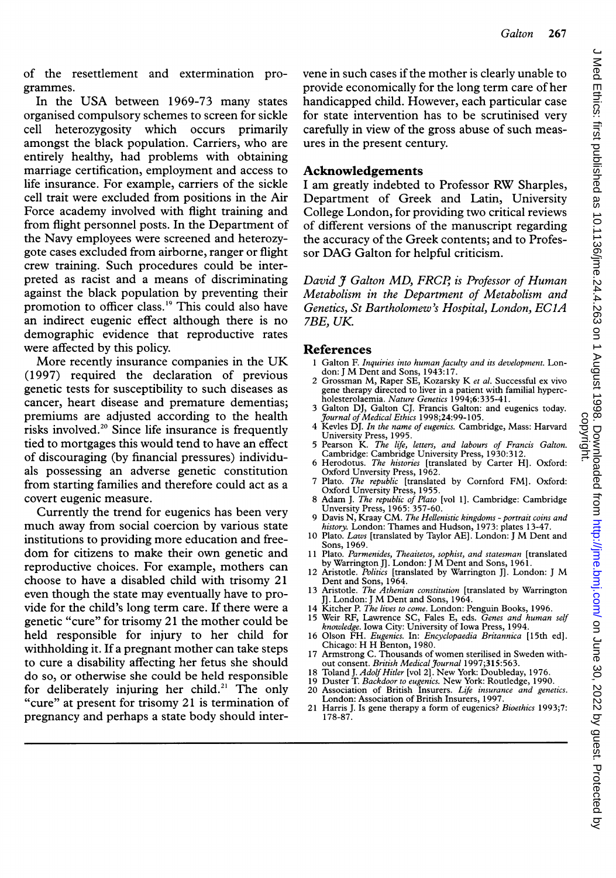of the resettlement and extermination programmes.

In the USA between 1969-73 many states organised compulsory schemes to screen for sickle cell heterozygosity which occurs primarily amongst the black population. Carriers, who are entirely healthy, had problems with obtaining marriage certification, employment and access to life insurance. For example, carriers of the sickle cell trait were excluded from positions in the Air Force academy involved with flight training and from flight personnel posts. In the Department of the Navy employees were screened and heterozygote cases excluded from airborne, ranger or flight crew training. Such procedures could be interpreted as racist and a means of discriminating against the black population by preventing their promotion to officer class.[19] This could also have an indirect eugenic effect although there is no demographic evidence that reproductive rates were affected by this policy.

More recently insurance companies in the UK (1997) required the declaration of previous genetic tests for susceptibility to such diseases as cancer, heart disease and premature dementias; premiums are adjusted according to the health risks involved.[20] Since life insurance is frequently tied to mortgages this would tend to have an effect of discouraging (by financial pressures) individuals possessing an adverse genetic constitution from starting families and therefore could act as a covert eugenic measure.

Currently the trend for eugenics has been very much away from social coercion by various state institutions to providing more education and freedom for citizens to make their own genetic and reproductive choices. For example, mothers can choose to have a disabled child with trisomy 21 even though the state may eventually have to provide for the child's long term care. If there were a genetic "cure" for trisomy 21 the mother could be held responsible for injury to her child for withholding it. If a pregnant mother can take steps to cure a disability affecting her fetus she should do so, or otherwise she could be held responsible for deliberately injuring her child.[21] The only "cure" at present for trisomy 21 is termination of pregnancy and perhaps a state body should intervene in such cases if the mother is clearly unable to provide economically for the long term care of her handicapped child. However, each particular case for state intervention has to be scrutinised very carefully in view of the gross abuse of such measures in the present century.

## Acknowledgements

I am greatly indebted to Professor RW Sharples, Department of Greek and Latin, University College London, for providing two critical reviews of different versions of the manuscript regarding the accuracy of the Greek contents; and to Professor DAG Galton for helpful criticism.

*David J Galton MD, FRCP, is Professor of Human Metabolism in the Department of Metabolism and Genetics, St Bartholomew's Hospital, London, EC1A 7BE, UK.*

## References

1. Galton F. *Inquiries into human faculty and its development.* London: J M Dent and Sons, 1943:17.
2. Grossman M, Raper SE, Kozarsky K *et al.* Successful ex vivo gene therapy directed to liver in a patient with familial hypercholesterolaemia. *Nature Genetics* 1994;**6**:335-41.
3. Galton DJ, Galton CJ. Francis Galton: and eugenics today. *Journal of Medical Ethics* 1998;**24**:99-105.
4. Kevles DJ. *In the name of eugenics.* Cambridge, Mass: Harvard University Press, 1995.
5. Pearson K. *The life, letters, and labours of Francis Galton.* Cambridge: Cambridge University Press, 1930:312.
6. Herodotus. *The histories* [translated by Carter H]. Oxford: Oxford Unversity Press, 1962.
7. Plato. *The republic* [translated by Cornford FM]. Oxford: Oxford Unversity Press, 1955.
8. Adam J. *The republic of Plato* [vol 1]. Cambridge: Cambridge University Press, 1965: 357-60.
9. Davis N, Kraay CM. *The Hellenistic kingdoms - portrait coins and history.* London: Thames and Hudson, 1973: plates 13-47.
10. Plato. *Laws* [translated by Taylor AE]. London: J M Dent and Sons, 1969.
11. Plato. *Parmenides, Theaitetos, sophist, and statesman* [translated by Warrington J]. London: J M Dent and Sons, 1961.
12. Aristotle. *Politics* [translated by Warrington J]. London: J M Dent and Sons, 1964.
13. Aristotle. *The Athenian constitution* [translated by Warrington J]. London: J M Dent and Sons, 1964.
14. Kitcher P. *The lives to come.* London: Penguin Books, 1996.
15. Weir RF, Lawrence SC, Fales E, eds. *Genes and human self knowledge.* Iowa City: University of Iowa Press, 1994.
16. Olson FH. *Eugenics.* In: *Encyclopaedia Britannica* [15th ed]. Chicago: H H Benton, 1980.
17. Armstrong C. Thousands of women sterilised in Sweden without consent. *British Medical Journal* 1997;**315**:563.
18. Toland J. *Adolf Hitler* [vol 2]. New York: Doubleday, 1976.
19. Duster T. *Backdoor to eugenics.* New York: Routledge, 1990.
20. Association of British Insurers. *Life insurance and genetics.* London: Association of British Insurers, 1997.
21. Harris J. Is gene therapy a form of eugenics? *Bioethics* 1993;**7**: 178-87.